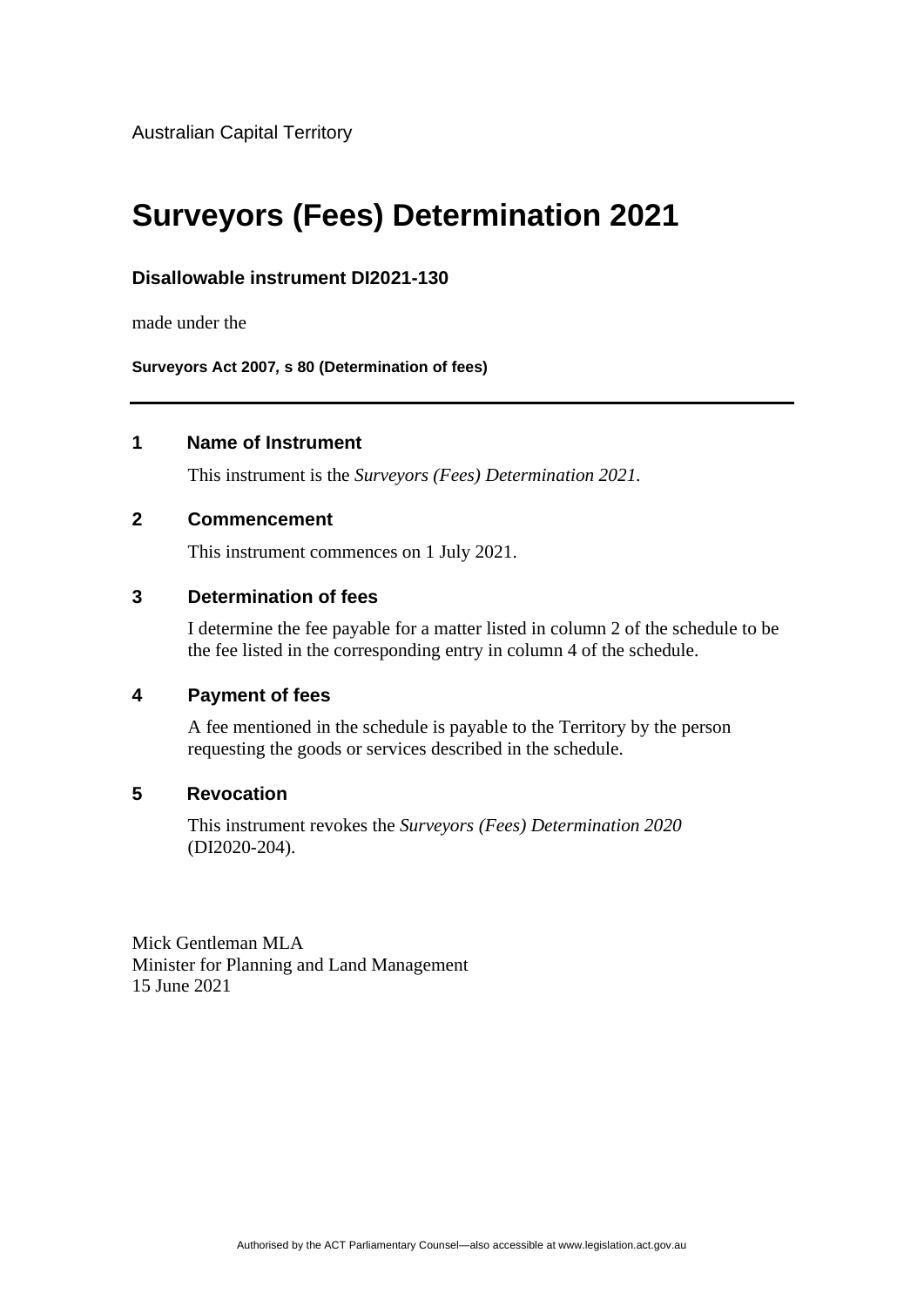Australian Capital Territory

# Surveyors (Fees) Determination 2021

### Disallowable instrument DI2021-130

made under the

**Surveyors Act 2007, s 80 (Determination of fees)**

---

## 1 Name of Instrument

This instrument is the *Surveyors (Fees) Determination 2021*.

## 2 Commencement

This instrument commences on 1 July 2021.

## 3 Determination of fees

I determine the fee payable for a matter listed in column 2 of the schedule to be the fee listed in the corresponding entry in column 4 of the schedule.

## 4 Payment of fees

A fee mentioned in the schedule is payable to the Territory by the person requesting the goods or services described in the schedule.

## 5 Revocation

This instrument revokes the *Surveyors (Fees) Determination 2020* (DI2020-204).

Mick Gentleman MLA
Minister for Planning and Land Management
15 June 2021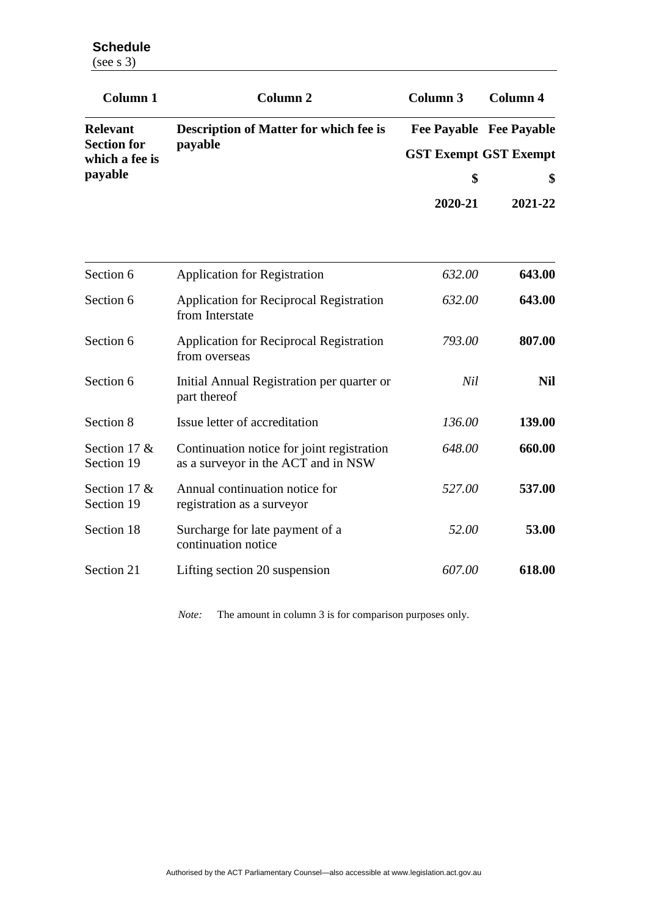**Schedule**
(see s 3)

| Column 1 | Column 2 | Column 3 | Column 4 |
|---|---|---|---|
| **Relevant Section for which a fee is payable** | **Description of Matter for which fee is payable** | **Fee Payable GST Exempt $ 2020-21** | **Fee Payable GST Exempt $ 2021-22** |
| Section 6 | Application for Registration | *632.00* | **643.00** |
| Section 6 | Application for Reciprocal Registration from Interstate | *632.00* | **643.00** |
| Section 6 | Application for Reciprocal Registration from overseas | *793.00* | **807.00** |
| Section 6 | Initial Annual Registration per quarter or part thereof | *Nil* | **Nil** |
| Section 8 | Issue letter of accreditation | *136.00* | **139.00** |
| Section 17 & Section 19 | Continuation notice for joint registration as a surveyor in the ACT and in NSW | *648.00* | **660.00** |
| Section 17 & Section 19 | Annual continuation notice for registration as a surveyor | *527.00* | **537.00** |
| Section 18 | Surcharge for late payment of a continuation notice | *52.00* | **53.00** |
| Section 21 | Lifting section 20 suspension | *607.00* | **618.00** |

*Note:* The amount in column 3 is for comparison purposes only.